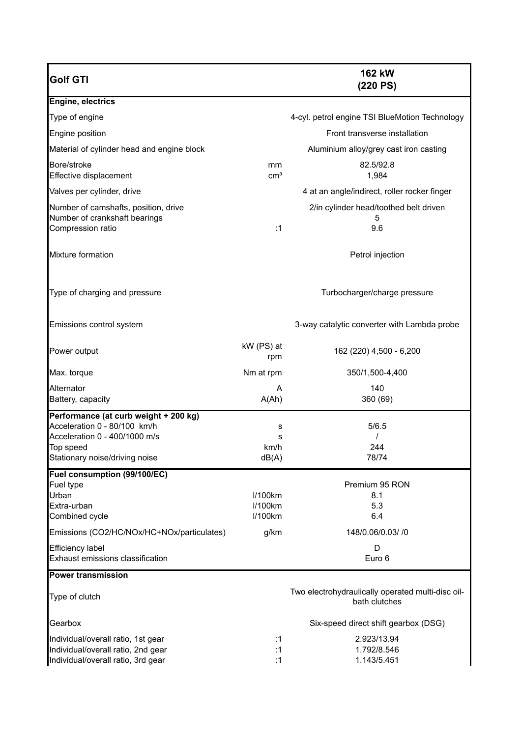| Golf GTI | | 162 kW (220 PS) |
|---|---|---|
| **Engine, electrics** | | |
| Type of engine | | 4-cyl. petrol engine TSI BlueMotion Technology |
| Engine position | | Front transverse installation |
| Material of cylinder head and engine block | | Aluminium alloy/grey cast iron casting |
| Bore/stroke | mm | 82.5/92.8 |
| Effective displacement | cm³ | 1,984 |
| Valves per cylinder, drive | | 4 at an angle/indirect, roller rocker finger |
| Number of camshafts, position, drive | | 2/in cylinder head/toothed belt driven |
| Number of crankshaft bearings | | 5 |
| Compression ratio | :1 | 9.6 |
| Mixture formation | | Petrol injection |
| Type of charging and pressure | | Turbocharger/charge pressure |
| Emissions control system | | 3-way catalytic converter with Lambda probe |
| Power output | kW (PS) at rpm | 162 (220) 4,500 - 6,200 |
| Max. torque | Nm at rpm | 350/1,500-4,400 |
| Alternator | A | 140 |
| Battery, capacity | A(Ah) | 360 (69) |
| **Performance (at curb weight + 200 kg)** | | |
| Acceleration 0 - 80/100 km/h | s | 5/6.5 |
| Acceleration 0 - 400/1000 m/s | s | / |
| Top speed | km/h | 244 |
| Stationary noise/driving noise | dB(A) | 78/74 |
| **Fuel consumption (99/100/EC)** | | |
| Fuel type | | Premium 95 RON |
| Urban | l/100km | 8.1 |
| Extra-urban | l/100km | 5.3 |
| Combined cycle | l/100km | 6.4 |
| Emissions (CO2/HC/NOx/HC+NOx/particulates) | g/km | 148/0.06/0.03/ /0 |
| Efficiency label | | D |
| Exhaust emissions classification | | Euro 6 |
| **Power transmission** | | |
| Type of clutch | | Two electrohydraulically operated multi-disc oil-bath clutches |
| Gearbox | | Six-speed direct shift gearbox (DSG) |
| Individual/overall ratio, 1st gear | :1 | 2.923/13.94 |
| Individual/overall ratio, 2nd gear | :1 | 1.792/8.546 |
| Individual/overall ratio, 3rd gear | :1 | 1.143/5.451 |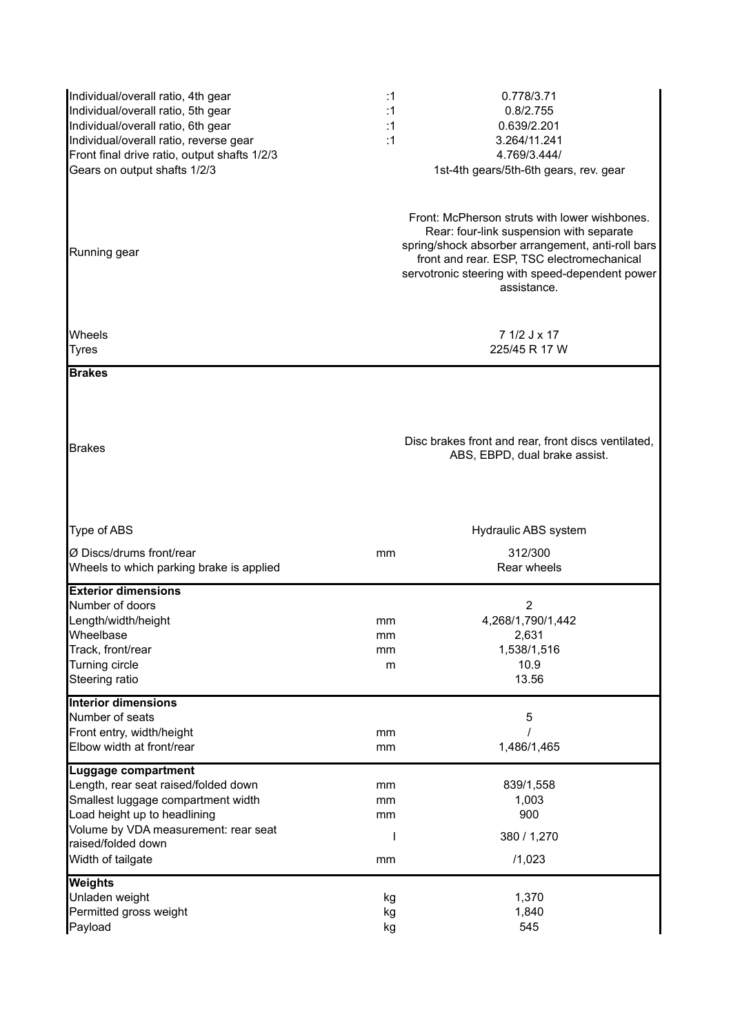| | | |
|---|---|---|
| Individual/overall ratio, 4th gear | :1 | 0.778/3.71 |
| Individual/overall ratio, 5th gear | :1 | 0.8/2.755 |
| Individual/overall ratio, 6th gear | :1 | 0.639/2.201 |
| Individual/overall ratio, reverse gear | :1 | 3.264/11.241 |
| Front final drive ratio, output shafts 1/2/3 | | 4.769/3.444/ |
| Gears on output shafts 1/2/3 | | 1st-4th gears/5th-6th gears, rev. gear |
| Running gear | | Front: McPherson struts with lower wishbones. Rear: four-link suspension with separate spring/shock absorber arrangement, anti-roll bars front and rear. ESP, TSC electromechanical servotronic steering with speed-dependent power assistance. |
| Wheels | | 7 1/2 J x 17 |
| Tyres | | 225/45 R 17 W |
| **Brakes** | | |
| Brakes | | Disc brakes front and rear, front discs ventilated, ABS, EBPD, dual brake assist. |
| Type of ABS | | Hydraulic ABS system |
| Ø Discs/drums front/rear | mm | 312/300 |
| Wheels to which parking brake is applied | | Rear wheels |
| **Exterior dimensions** | | |
| Number of doors | | 2 |
| Length/width/height | mm | 4,268/1,790/1,442 |
| Wheelbase | mm | 2,631 |
| Track, front/rear | mm | 1,538/1,516 |
| Turning circle | m | 10.9 |
| Steering ratio | | 13.56 |
| **Interior dimensions** | | |
| Number of seats | | 5 |
| Front entry, width/height | mm | / |
| Elbow width at front/rear | mm | 1,486/1,465 |
| **Luggage compartment** | | |
| Length, rear seat raised/folded down | mm | 839/1,558 |
| Smallest luggage compartment width | mm | 1,003 |
| Load height up to headlining | mm | 900 |
| Volume by VDA measurement: rear seat raised/folded down | l | 380 / 1,270 |
| Width of tailgate | mm | /1,023 |
| **Weights** | | |
| Unladen weight | kg | 1,370 |
| Permitted gross weight | kg | 1,840 |
| Payload | kg | 545 |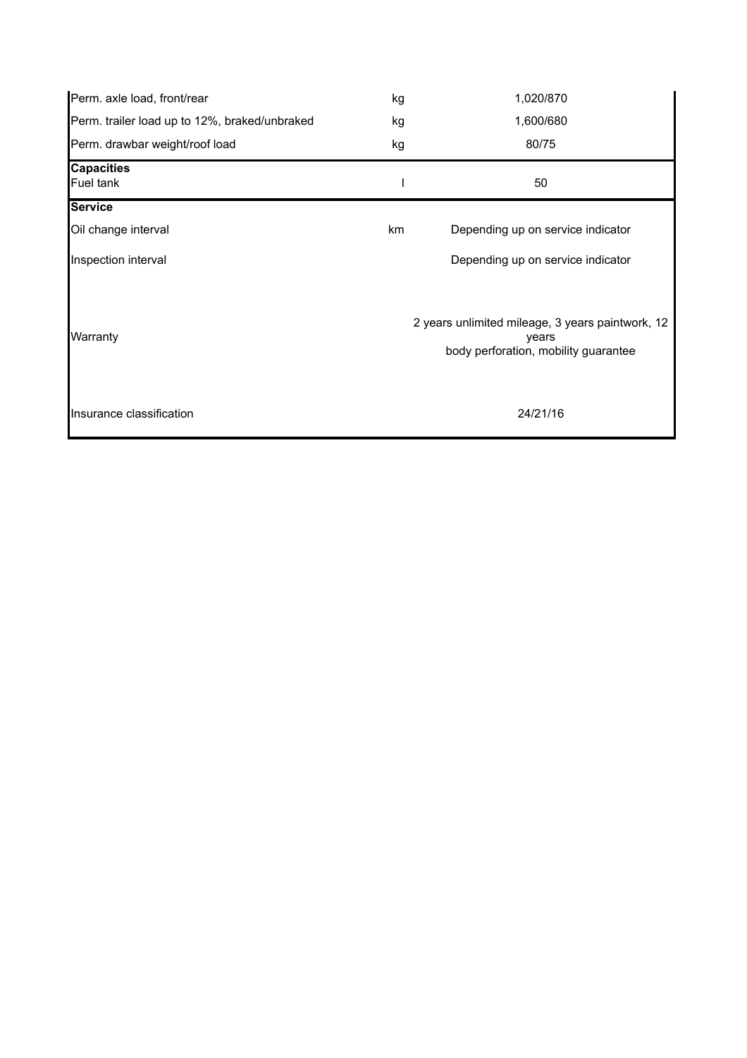| | | |
|---|---|---|
| Perm. axle load, front/rear | kg | 1,020/870 |
| Perm. trailer load up to 12%, braked/unbraked | kg | 1,600/680 |
| Perm. drawbar weight/roof load | kg | 80/75 |
| **Capacities** | | |
| Fuel tank | l | 50 |
| **Service** | | |
| Oil change interval | km | Depending up on service indicator |
| Inspection interval | | Depending up on service indicator |
| Warranty | | 2 years unlimited mileage, 3 years paintwork, 12 years body perforation, mobility guarantee |
| Insurance classification | | 24/21/16 |